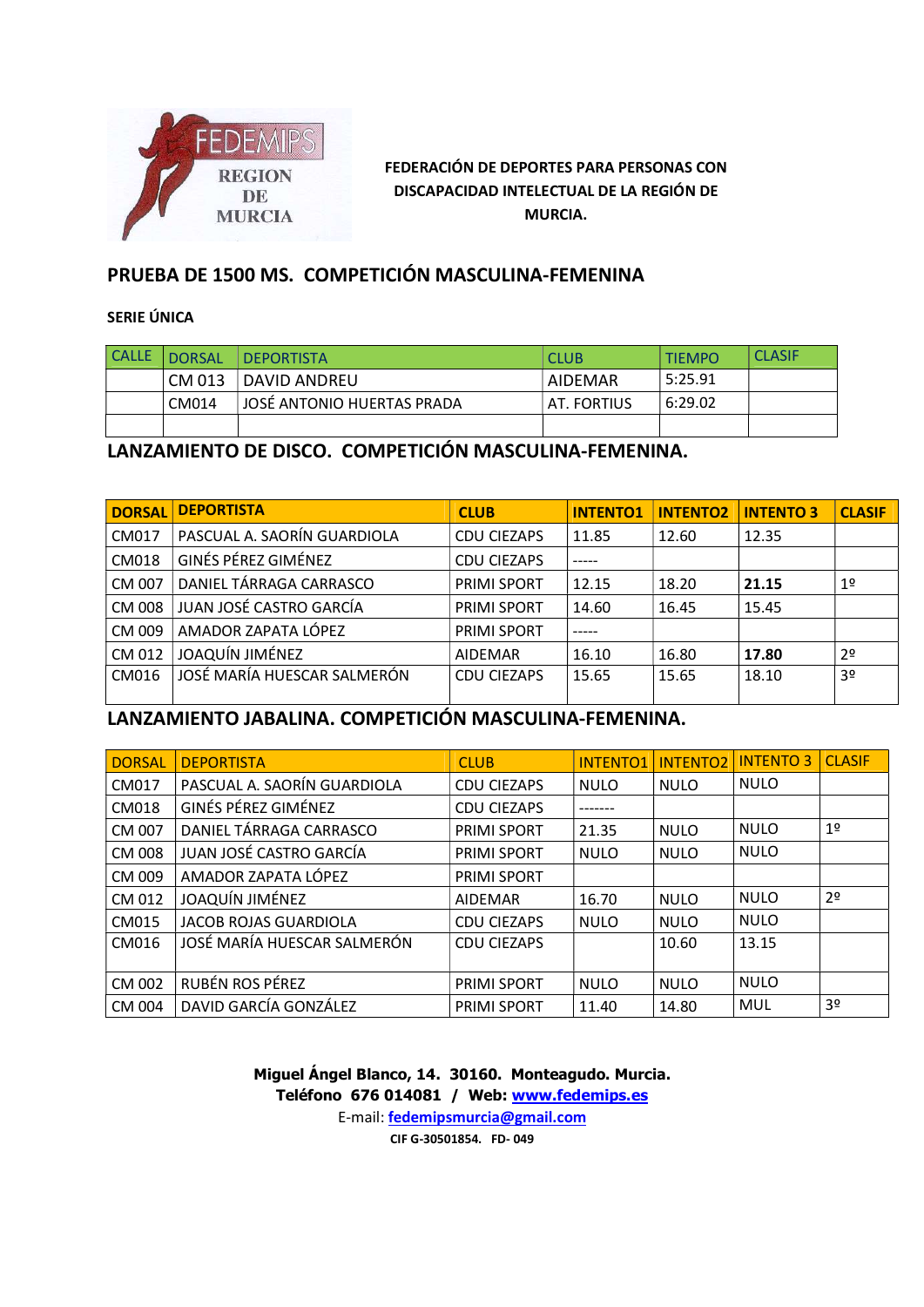FEDEMIPS REGION DE MURCIA

**FEDERACIÓN DE DEPORTES PARA PERSONAS CON DISCAPACIDAD INTELECTUAL DE LA REGIÓN DE MURCIA.**

## PRUEBA DE 1500 MS. COMPETICIÓN MASCULINA-FEMENINA

**SERIE ÚNICA**

| CALLE | DORSAL | DEPORTISTA | CLUB | TIEMPO | CLASIF |
|---|---|---|---|---|---|
| | CM 013 | DAVID ANDREU | AIDEMAR | 5:25.91 | |
| | CM014 | JOSÉ ANTONIO HUERTAS PRADA | AT. FORTIUS | 6:29.02 | |
| | | | | | |

## LANZAMIENTO DE DISCO. COMPETICIÓN MASCULINA-FEMENINA.

| DORSAL | DEPORTISTA | CLUB | INTENTO1 | INTENTO2 | INTENTO 3 | CLASIF |
|---|---|---|---|---|---|---|
| CM017 | PASCUAL A. SAORÍN GUARDIOLA | CDU CIEZAPS | 11.85 | 12.60 | 12.35 | |
| CM018 | GINÉS PÉREZ GIMÉNEZ | CDU CIEZAPS | ----- | | | |
| CM 007 | DANIEL TÁRRAGA CARRASCO | PRIMI SPORT | 12.15 | 18.20 | **21.15** | 1º |
| CM 008 | JUAN JOSÉ CASTRO GARCÍA | PRIMI SPORT | 14.60 | 16.45 | 15.45 | |
| CM 009 | AMADOR ZAPATA LÓPEZ | PRIMI SPORT | ----- | | | |
| CM 012 | JOAQUÍN JIMÉNEZ | AIDEMAR | 16.10 | 16.80 | **17.80** | 2º |
| CM016 | JOSÉ MARÍA HUESCAR SALMERÓN | CDU CIEZAPS | 15.65 | 15.65 | 18.10 | 3º |

## LANZAMIENTO JABALINA. COMPETICIÓN MASCULINA-FEMENINA.

| DORSAL | DEPORTISTA | CLUB | INTENTO1 | INTENTO2 | INTENTO 3 | CLASIF |
|---|---|---|---|---|---|---|
| CM017 | PASCUAL A. SAORÍN GUARDIOLA | CDU CIEZAPS | NULO | NULO | NULO | |
| CM018 | GINÉS PÉREZ GIMÉNEZ | CDU CIEZAPS | ------- | | | |
| CM 007 | DANIEL TÁRRAGA CARRASCO | PRIMI SPORT | 21.35 | NULO | NULO | 1º |
| CM 008 | JUAN JOSÉ CASTRO GARCÍA | PRIMI SPORT | NULO | NULO | NULO | |
| CM 009 | AMADOR ZAPATA LÓPEZ | PRIMI SPORT | | | | |
| CM 012 | JOAQUÍN JIMÉNEZ | AIDEMAR | 16.70 | NULO | NULO | 2º |
| CM015 | JACOB ROJAS GUARDIOLA | CDU CIEZAPS | NULO | NULO | NULO | |
| CM016 | JOSÉ MARÍA HUESCAR SALMERÓN | CDU CIEZAPS | | 10.60 | 13.15 | |
| CM 002 | RUBÉN ROS PÉREZ | PRIMI SPORT | NULO | NULO | NULO | |
| CM 004 | DAVID GARCÍA GONZÁLEZ | PRIMI SPORT | 11.40 | 14.80 | MUL | 3º |

**Miguel Ángel Blanco, 14. 30160. Monteagudo. Murcia.**
**Teléfono 676 014081 / Web: www.fedemips.es**
E-mail: **fedemipsmurcia@gmail.com**
**CIF G-30501854. FD- 049**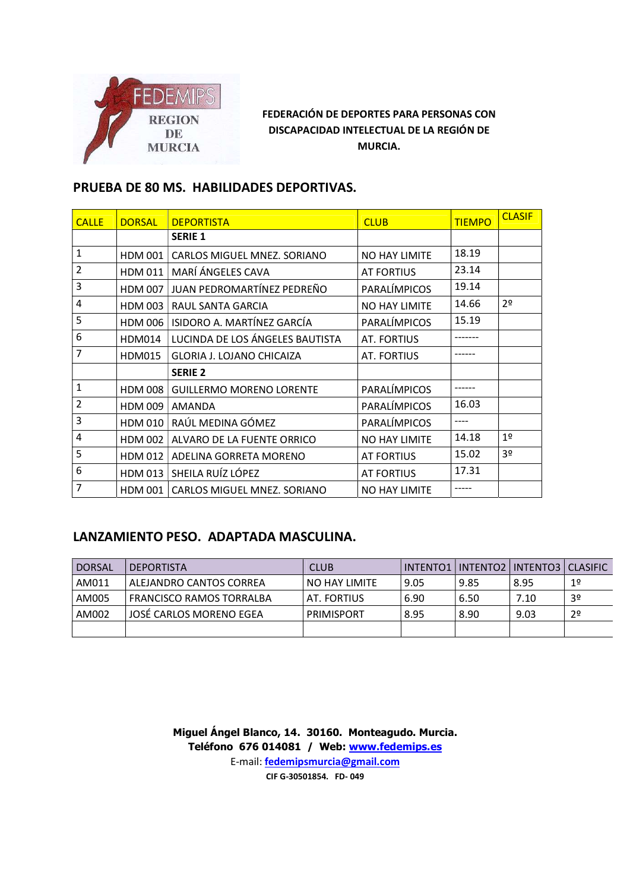FEDEMIPS REGION DE MURCIA

**FEDERACIÓN DE DEPORTES PARA PERSONAS CON DISCAPACIDAD INTELECTUAL DE LA REGIÓN DE MURCIA.**

## PRUEBA DE 80 MS. HABILIDADES DEPORTIVAS.

| CALLE | DORSAL | DEPORTISTA | CLUB | TIEMPO | CLASIF |
|---|---|---|---|---|---|
| | | **SERIE 1** | | | |
| 1 | HDM 001 | CARLOS MIGUEL MNEZ. SORIANO | NO HAY LIMITE | 18.19 | |
| 2 | HDM 011 | MARÍ ÁNGELES CAVA | AT FORTIUS | 23.14 | |
| 3 | HDM 007 | JUAN PEDROMARTÍNEZ PEDREÑO | PARALÍMPICOS | 19.14 | |
| 4 | HDM 003 | RAUL SANTA GARCIA | NO HAY LIMITE | 14.66 | 2º |
| 5 | HDM 006 | ISIDORO A. MARTÍNEZ GARCÍA | PARALÍMPICOS | 15.19 | |
| 6 | HDM014 | LUCINDA DE LOS ÁNGELES BAUTISTA | AT. FORTIUS | ------- | |
| 7 | HDM015 | GLORIA J. LOJANO CHICAIZA | AT. FORTIUS | ------ | |
| | | **SERIE 2** | | | |
| 1 | HDM 008 | GUILLERMO MORENO LORENTE | PARALÍMPICOS | ------ | |
| 2 | HDM 009 | AMANDA | PARALÍMPICOS | 16.03 | |
| 3 | HDM 010 | RAÚL MEDINA GÓMEZ | PARALÍMPICOS | ---- | |
| 4 | HDM 002 | ALVARO DE LA FUENTE ORRICO | NO HAY LIMITE | 14.18 | 1º |
| 5 | HDM 012 | ADELINA GORRETA MORENO | AT FORTIUS | 15.02 | 3º |
| 6 | HDM 013 | SHEILA RUÍZ LÓPEZ | AT FORTIUS | 17.31 | |
| 7 | HDM 001 | CARLOS MIGUEL MNEZ. SORIANO | NO HAY LIMITE | ----- | |

## LANZAMIENTO PESO. ADAPTADA MASCULINA.

| DORSAL | DEPORTISTA | CLUB | INTENTO1 | INTENTO2 | INTENTO3 | CLASIFIC |
|---|---|---|---|---|---|---|
| AM011 | ALEJANDRO CANTOS CORREA | NO HAY LIMITE | 9.05 | 9.85 | 8.95 | 1º |
| AM005 | FRANCISCO RAMOS TORRALBA | AT. FORTIUS | 6.90 | 6.50 | 7.10 | 3º |
| AM002 | JOSÉ CARLOS MORENO EGEA | PRIMISPORT | 8.95 | 8.90 | 9.03 | 2º |
| | | | | | | |

**Miguel Ángel Blanco, 14. 30160. Monteagudo. Murcia.**
**Teléfono 676 014081 / Web: www.fedemips.es**
E-mail: fedemipsmurcia@gmail.com
**CIF G-30501854. FD- 049**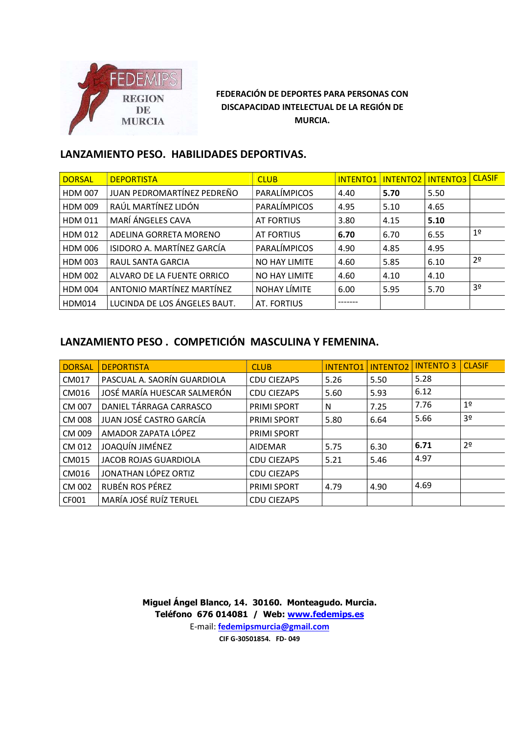FEDEMIPS REGION DE MURCIA

**FEDERACIÓN DE DEPORTES PARA PERSONAS CON DISCAPACIDAD INTELECTUAL DE LA REGIÓN DE MURCIA.**

## LANZAMIENTO PESO. HABILIDADES DEPORTIVAS.

| DORSAL | DEPORTISTA | CLUB | INTENTO1 | INTENTO2 | INTENTO3 | CLASIF |
|---|---|---|---|---|---|---|
| HDM 007 | JUAN PEDROMARTÍNEZ PEDREÑO | PARALÍMPICOS | 4.40 | **5.70** | 5.50 | |
| HDM 009 | RAÚL MARTÍNEZ LIDÓN | PARALÍMPICOS | 4.95 | 5.10 | 4.65 | |
| HDM 011 | MARÍ ÁNGELES CAVA | AT FORTIUS | 3.80 | 4.15 | **5.10** | |
| HDM 012 | ADELINA GORRETA MORENO | AT FORTIUS | **6.70** | 6.70 | 6.55 | 1º |
| HDM 006 | ISIDORO A. MARTÍNEZ GARCÍA | PARALÍMPICOS | 4.90 | 4.85 | 4.95 | |
| HDM 003 | RAUL SANTA GARCIA | NO HAY LIMITE | 4.60 | 5.85 | 6.10 | 2º |
| HDM 002 | ALVARO DE LA FUENTE ORRICO | NO HAY LIMITE | 4.60 | 4.10 | 4.10 | |
| HDM 004 | ANTONIO MARTÍNEZ MARTÍNEZ | NOHAY LÍMITE | 6.00 | 5.95 | 5.70 | 3º |
| HDM014 | LUCINDA DE LOS ÁNGELES BAUT. | AT. FORTIUS | ------- | | | |

## LANZAMIENTO PESO . COMPETICIÓN MASCULINA Y FEMENINA.

| DORSAL | DEPORTISTA | CLUB | INTENTO1 | INTENTO2 | INTENTO 3 | CLASIF |
|---|---|---|---|---|---|---|
| CM017 | PASCUAL A. SAORÍN GUARDIOLA | CDU CIEZAPS | 5.26 | 5.50 | 5.28 | |
| CM016 | JOSÉ MARÍA HUESCAR SALMERÓN | CDU CIEZAPS | 5.60 | 5.93 | 6.12 | |
| CM 007 | DANIEL TÁRRAGA CARRASCO | PRIMI SPORT | N | 7.25 | 7.76 | 1º |
| CM 008 | JUAN JOSÉ CASTRO GARCÍA | PRIMI SPORT | 5.80 | 6.64 | 5.66 | 3º |
| CM 009 | AMADOR ZAPATA LÓPEZ | PRIMI SPORT | | | | |
| CM 012 | JOAQUÍN JIMÉNEZ | AIDEMAR | 5.75 | 6.30 | **6.71** | 2º |
| CM015 | JACOB ROJAS GUARDIOLA | CDU CIEZAPS | 5.21 | 5.46 | 4.97 | |
| CM016 | JONATHAN LÓPEZ ORTIZ | CDU CIEZAPS | | | | |
| CM 002 | RUBÉN ROS PÉREZ | PRIMI SPORT | 4.79 | 4.90 | 4.69 | |
| CF001 | MARÍA JOSÉ RUÍZ TERUEL | CDU CIEZAPS | | | | |

**Miguel Ángel Blanco, 14. 30160. Monteagudo. Murcia.**
**Teléfono 676 014081 / Web: www.fedemips.es**
E-mail: **fedemipsmurcia@gmail.com**
**CIF G-30501854. FD- 049**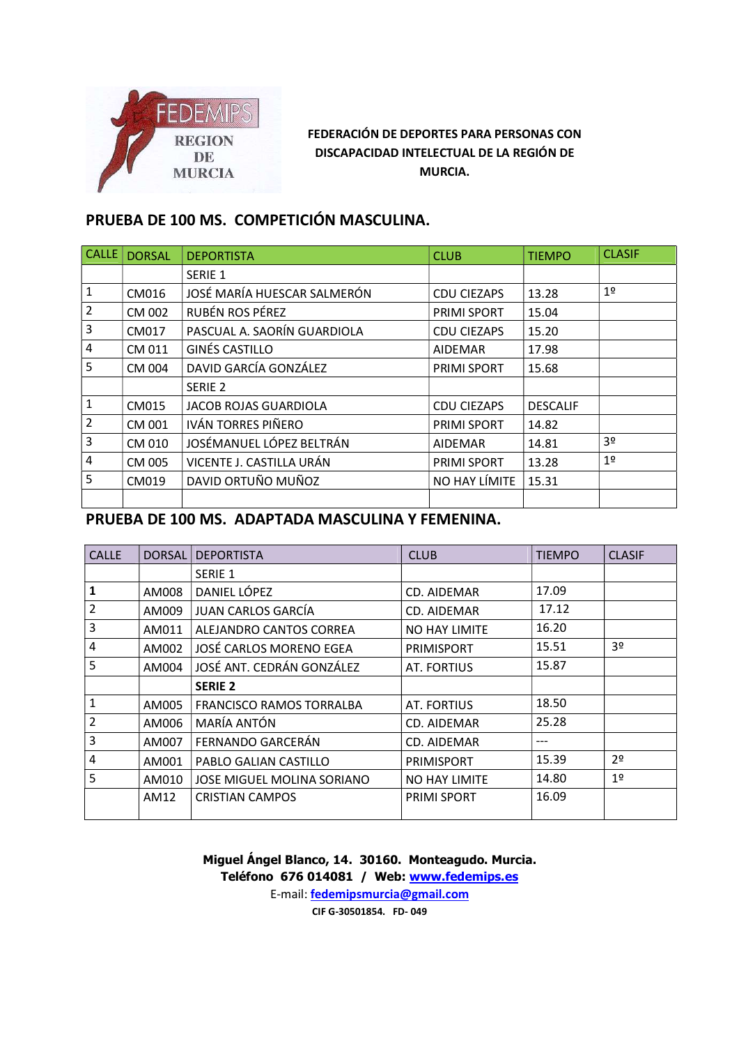FEDEMIPS REGION DE MURCIA

**FEDERACIÓN DE DEPORTES PARA PERSONAS CON DISCAPACIDAD INTELECTUAL DE LA REGIÓN DE MURCIA.**

## PRUEBA DE 100 MS. COMPETICIÓN MASCULINA.

| CALLE | DORSAL | DEPORTISTA | CLUB | TIEMPO | CLASIF |
|---|---|---|---|---|---|
| | | SERIE 1 | | | |
| 1 | CM016 | JOSÉ MARÍA HUESCAR SALMERÓN | CDU CIEZAPS | 13.28 | 1º |
| 2 | CM 002 | RUBÉN ROS PÉREZ | PRIMI SPORT | 15.04 | |
| 3 | CM017 | PASCUAL A. SAORÍN GUARDIOLA | CDU CIEZAPS | 15.20 | |
| 4 | CM 011 | GINÉS CASTILLO | AIDEMAR | 17.98 | |
| 5 | CM 004 | DAVID GARCÍA GONZÁLEZ | PRIMI SPORT | 15.68 | |
| | | SERIE 2 | | | |
| 1 | CM015 | JACOB ROJAS GUARDIOLA | CDU CIEZAPS | DESCALIF | |
| 2 | CM 001 | IVÁN TORRES PIÑERO | PRIMI SPORT | 14.82 | |
| 3 | CM 010 | JOSÉMANUEL LÓPEZ BELTRÁN | AIDEMAR | 14.81 | 3º |
| 4 | CM 005 | VICENTE J. CASTILLA URÁN | PRIMI SPORT | 13.28 | 1º |
| 5 | CM019 | DAVID ORTUÑO MUÑOZ | NO HAY LÍMITE | 15.31 | |
| | | | | | |

## PRUEBA DE 100 MS. ADAPTADA MASCULINA Y FEMENINA.

| CALLE | DORSAL | DEPORTISTA | CLUB | TIEMPO | CLASIF |
|---|---|---|---|---|---|
| | | SERIE 1 | | | |
| **1** | AM008 | DANIEL LÓPEZ | CD. AIDEMAR | 17.09 | |
| 2 | AM009 | JUAN CARLOS GARCÍA | CD. AIDEMAR | 17.12 | |
| 3 | AM011 | ALEJANDRO CANTOS CORREA | NO HAY LIMITE | 16.20 | |
| 4 | AM002 | JOSÉ CARLOS MORENO EGEA | PRIMISPORT | 15.51 | 3º |
| 5 | AM004 | JOSÉ ANT. CEDRÁN GONZÁLEZ | AT. FORTIUS | 15.87 | |
| | | **SERIE 2** | | | |
| 1 | AM005 | FRANCISCO RAMOS TORRALBA | AT. FORTIUS | 18.50 | |
| 2 | AM006 | MARÍA ANTÓN | CD. AIDEMAR | 25.28 | |
| 3 | AM007 | FERNANDO GARCERÁN | CD. AIDEMAR | --- | |
| 4 | AM001 | PABLO GALIAN CASTILLO | PRIMISPORT | 15.39 | 2º |
| 5 | AM010 | JOSE MIGUEL MOLINA SORIANO | NO HAY LIMITE | 14.80 | 1º |
| | AM12 | CRISTIAN CAMPOS | PRIMI SPORT | 16.09 | |

**Miguel Ángel Blanco, 14. 30160. Monteagudo. Murcia.**
**Teléfono 676 014081 / Web: www.fedemips.es**
E-mail: **fedemipsmurcia@gmail.com**
**CIF G-30501854. FD- 049**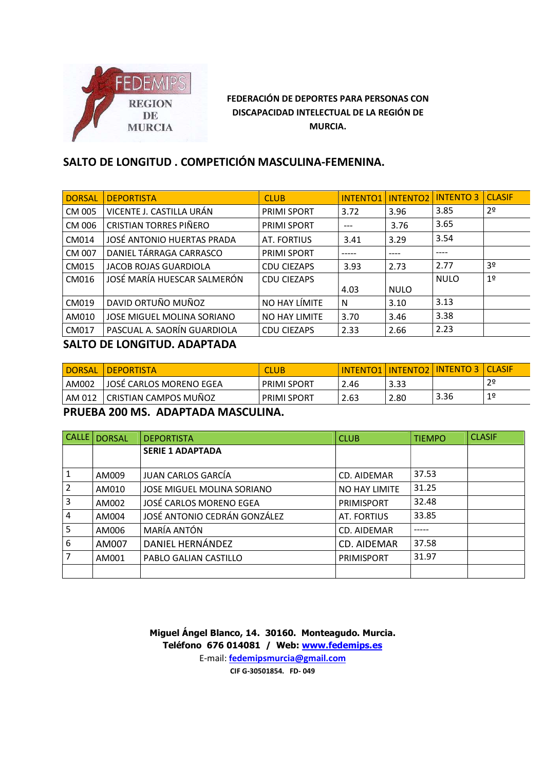FEDEMIPS REGION DE MURCIA

**FEDERACIÓN DE DEPORTES PARA PERSONAS CON DISCAPACIDAD INTELECTUAL DE LA REGIÓN DE MURCIA.**

## SALTO DE LONGITUD . COMPETICIÓN MASCULINA-FEMENINA.

| DORSAL | DEPORTISTA | CLUB | INTENTO1 | INTENTO2 | INTENTO 3 | CLASIF |
|---|---|---|---|---|---|---|
| CM 005 | VICENTE J. CASTILLA URÁN | PRIMI SPORT | 3.72 | 3.96 | 3.85 | 2º |
| CM 006 | CRISTIAN TORRES PIÑERO | PRIMI SPORT | --- | 3.76 | 3.65 | |
| CM014 | JOSÉ ANTONIO HUERTAS PRADA | AT. FORTIUS | 3.41 | 3.29 | 3.54 | |
| CM 007 | DANIEL TÁRRAGA CARRASCO | PRIMI SPORT | ----- | ---- | ---- | |
| CM015 | JACOB ROJAS GUARDIOLA | CDU CIEZAPS | 3.93 | 2.73 | 2.77 | 3º |
| CM016 | JOSÉ MARÍA HUESCAR SALMERÓN | CDU CIEZAPS | 4.03 | NULO | NULO | 1º |
| CM019 | DAVID ORTUÑO MUÑOZ | NO HAY LÍMITE | N | 3.10 | 3.13 | |
| AM010 | JOSE MIGUEL MOLINA SORIANO | NO HAY LIMITE | 3.70 | 3.46 | 3.38 | |
| CM017 | PASCUAL A. SAORÍN GUARDIOLA | CDU CIEZAPS | 2.33 | 2.66 | 2.23 | |

## SALTO DE LONGITUD. ADAPTADA

| DORSAL | DEPORTISTA | CLUB | INTENTO1 | INTENTO2 | INTENTO 3 | CLASIF |
|---|---|---|---|---|---|---|
| AM002 | JOSÉ CARLOS MORENO EGEA | PRIMI SPORT | 2.46 | 3.33 | | 2º |
| AM 012 | CRISTIAN CAMPOS MUÑOZ | PRIMI SPORT | 2.63 | 2.80 | 3.36 | 1º |

## PRUEBA 200 MS. ADAPTADA MASCULINA.

| CALLE | DORSAL | DEPORTISTA | CLUB | TIEMPO | CLASIF |
|---|---|---|---|---|---|
| | | **SERIE 1 ADAPTADA** | | | |
| 1 | AM009 | JUAN CARLOS GARCÍA | CD. AIDEMAR | 37.53 | |
| 2 | AM010 | JOSE MIGUEL MOLINA SORIANO | NO HAY LIMITE | 31.25 | |
| 3 | AM002 | JOSÉ CARLOS MORENO EGEA | PRIMISPORT | 32.48 | |
| 4 | AM004 | JOSÉ ANTONIO CEDRÁN GONZÁLEZ | AT. FORTIUS | 33.85 | |
| 5 | AM006 | MARÍA ANTÓN | CD. AIDEMAR | ----- | |
| 6 | AM007 | DANIEL HERNÁNDEZ | CD. AIDEMAR | 37.58 | |
| 7 | AM001 | PABLO GALIAN CASTILLO | PRIMISPORT | 31.97 | |
| | | | | | |

**Miguel Ángel Blanco, 14. 30160. Monteagudo. Murcia.**
**Teléfono 676 014081 / Web: www.fedemips.es**
E-mail: **fedemipsmurcia@gmail.com**
**CIF G-30501854. FD- 049**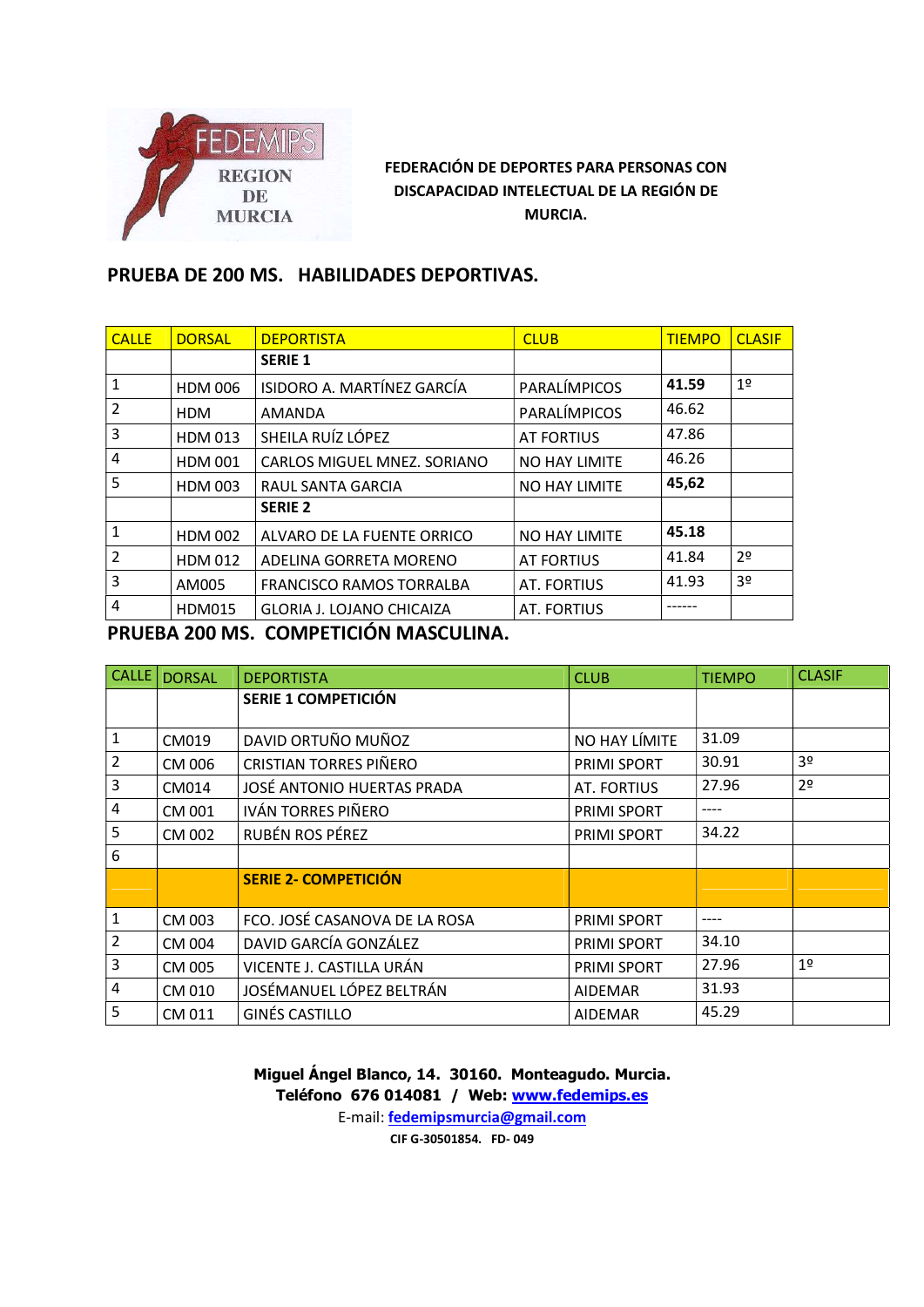FEDERACIÓN DE DEPORTES PARA PERSONAS CON DISCAPACIDAD INTELECTUAL DE LA REGIÓN DE MURCIA.

## PRUEBA DE 200 MS. HABILIDADES DEPORTIVAS.

| CALLE | DORSAL | DEPORTISTA | CLUB | TIEMPO | CLASIF |
|---|---|---|---|---|---|
| | | **SERIE 1** | | | |
| 1 | HDM 006 | ISIDORO A. MARTÍNEZ GARCÍA | PARALÍMPICOS | **41.59** | 1º |
| 2 | HDM | AMANDA | PARALÍMPICOS | 46.62 | |
| 3 | HDM 013 | SHEILA RUÍZ LÓPEZ | AT FORTIUS | 47.86 | |
| 4 | HDM 001 | CARLOS MIGUEL MNEZ. SORIANO | NO HAY LIMITE | 46.26 | |
| 5 | HDM 003 | RAUL SANTA GARCIA | NO HAY LIMITE | **45,62** | |
| | | **SERIE 2** | | | |
| 1 | HDM 002 | ALVARO DE LA FUENTE ORRICO | NO HAY LIMITE | **45.18** | |
| 2 | HDM 012 | ADELINA GORRETA MORENO | AT FORTIUS | 41.84 | 2º |
| 3 | AM005 | FRANCISCO RAMOS TORRALBA | AT. FORTIUS | 41.93 | 3º |
| 4 | HDM015 | GLORIA J. LOJANO CHICAIZA | AT. FORTIUS | ------ | |

## PRUEBA 200 MS. COMPETICIÓN MASCULINA.

| CALLE | DORSAL | DEPORTISTA | CLUB | TIEMPO | CLASIF |
|---|---|---|---|---|---|
| | | **SERIE 1 COMPETICIÓN** | | | |
| 1 | CM019 | DAVID ORTUÑO MUÑOZ | NO HAY LÍMITE | 31.09 | |
| 2 | CM 006 | CRISTIAN TORRES PIÑERO | PRIMI SPORT | 30.91 | 3º |
| 3 | CM014 | JOSÉ ANTONIO HUERTAS PRADA | AT. FORTIUS | 27.96 | 2º |
| 4 | CM 001 | IVÁN TORRES PIÑERO | PRIMI SPORT | ---- | |
| 5 | CM 002 | RUBÉN ROS PÉREZ | PRIMI SPORT | 34.22 | |
| 6 | | | | | |
| | | **SERIE 2- COMPETICIÓN** | | | |
| 1 | CM 003 | FCO. JOSÉ CASANOVA DE LA ROSA | PRIMI SPORT | ---- | |
| 2 | CM 004 | DAVID GARCÍA GONZÁLEZ | PRIMI SPORT | 34.10 | |
| 3 | CM 005 | VICENTE J. CASTILLA URÁN | PRIMI SPORT | 27.96 | 1º |
| 4 | CM 010 | JOSÉMANUEL LÓPEZ BELTRÁN | AIDEMAR | 31.93 | |
| 5 | CM 011 | GINÉS CASTILLO | AIDEMAR | 45.29 | |

**Miguel Ángel Blanco, 14. 30160. Monteagudo. Murcia.**
**Teléfono 676 014081 / Web: www.fedemips.es**
E-mail: fedemipsmurcia@gmail.com
**CIF G-30501854. FD- 049**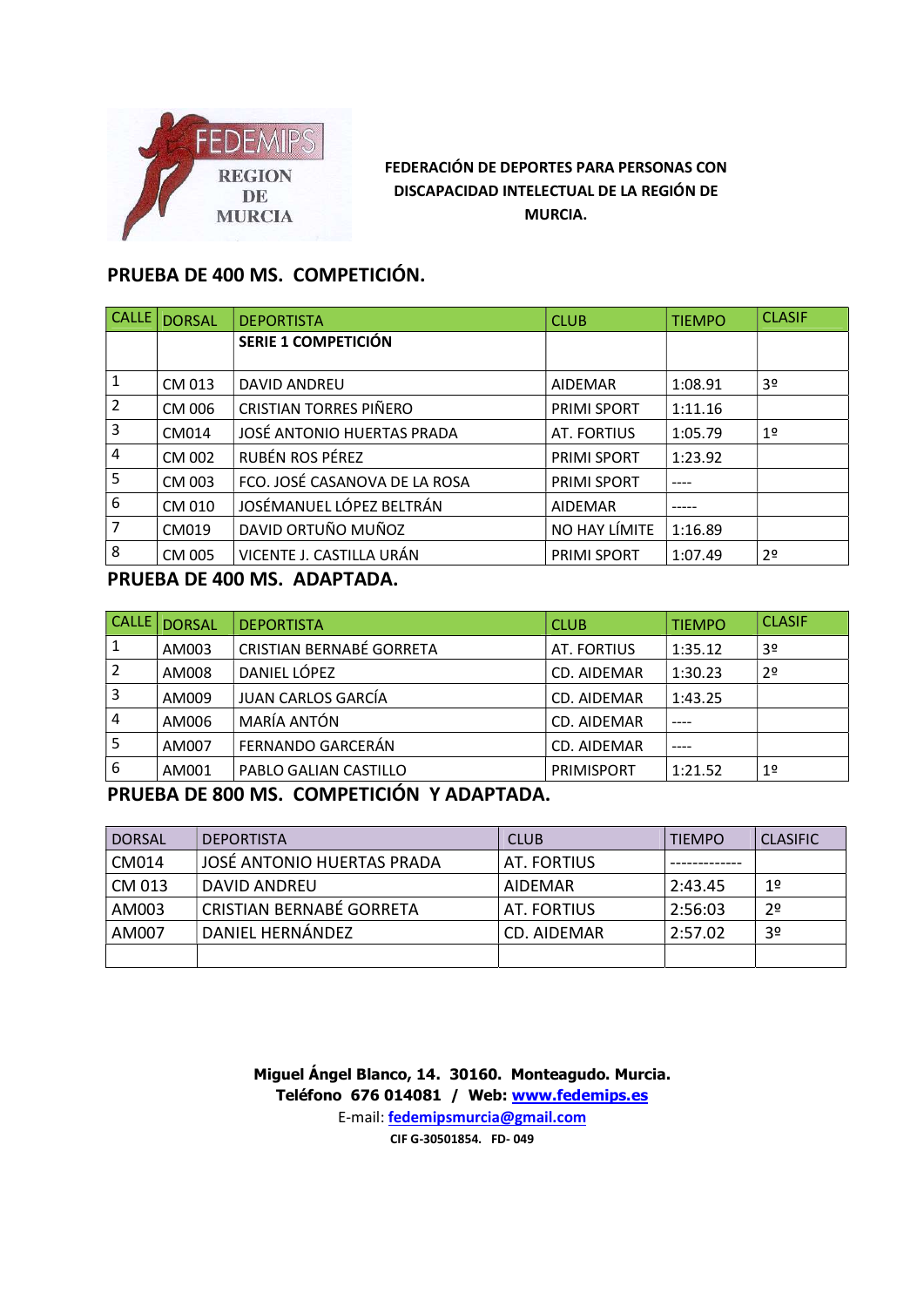FEDEMIPS REGION DE MURCIA

**FEDERACIÓN DE DEPORTES PARA PERSONAS CON DISCAPACIDAD INTELECTUAL DE LA REGIÓN DE MURCIA.**

## PRUEBA DE 400 MS. COMPETICIÓN.

| CALLE | DORSAL | DEPORTISTA | CLUB | TIEMPO | CLASIF |
|---|---|---|---|---|---|
| | | **SERIE 1 COMPETICIÓN** | | | |
| 1 | CM 013 | DAVID ANDREU | AIDEMAR | 1:08.91 | 3º |
| 2 | CM 006 | CRISTIAN TORRES PIÑERO | PRIMI SPORT | 1:11.16 | |
| 3 | CM014 | JOSÉ ANTONIO HUERTAS PRADA | AT. FORTIUS | 1:05.79 | 1º |
| 4 | CM 002 | RUBÉN ROS PÉREZ | PRIMI SPORT | 1:23.92 | |
| 5 | CM 003 | FCO. JOSÉ CASANOVA DE LA ROSA | PRIMI SPORT | ---- | |
| 6 | CM 010 | JOSÉMANUEL LÓPEZ BELTRÁN | AIDEMAR | ----- | |
| 7 | CM019 | DAVID ORTUÑO MUÑOZ | NO HAY LÍMITE | 1:16.89 | |
| 8 | CM 005 | VICENTE J. CASTILLA URÁN | PRIMI SPORT | 1:07.49 | 2º |

## PRUEBA DE 400 MS. ADAPTADA.

| CALLE | DORSAL | DEPORTISTA | CLUB | TIEMPO | CLASIF |
|---|---|---|---|---|---|
| 1 | AM003 | CRISTIAN BERNABÉ GORRETA | AT. FORTIUS | 1:35.12 | 3º |
| 2 | AM008 | DANIEL LÓPEZ | CD. AIDEMAR | 1:30.23 | 2º |
| 3 | AM009 | JUAN CARLOS GARCÍA | CD. AIDEMAR | 1:43.25 | |
| 4 | AM006 | MARÍA ANTÓN | CD. AIDEMAR | ---- | |
| 5 | AM007 | FERNANDO GARCERÁN | CD. AIDEMAR | ---- | |
| 6 | AM001 | PABLO GALIAN CASTILLO | PRIMISPORT | 1:21.52 | 1º |

## PRUEBA DE 800 MS. COMPETICIÓN Y ADAPTADA.

| DORSAL | DEPORTISTA | CLUB | TIEMPO | CLASIFIC |
|---|---|---|---|---|
| CM014 | JOSÉ ANTONIO HUERTAS PRADA | AT. FORTIUS | ------------- | |
| CM 013 | DAVID ANDREU | AIDEMAR | 2:43.45 | 1º |
| AM003 | CRISTIAN BERNABÉ GORRETA | AT. FORTIUS | 2:56:03 | 2º |
| AM007 | DANIEL HERNÁNDEZ | CD. AIDEMAR | 2:57.02 | 3º |
| | | | | |

**Miguel Ángel Blanco, 14. 30160. Monteagudo. Murcia.**
**Teléfono 676 014081 / Web: www.fedemips.es**
E-mail: **fedemipsmurcia@gmail.com**
**CIF G-30501854. FD- 049**